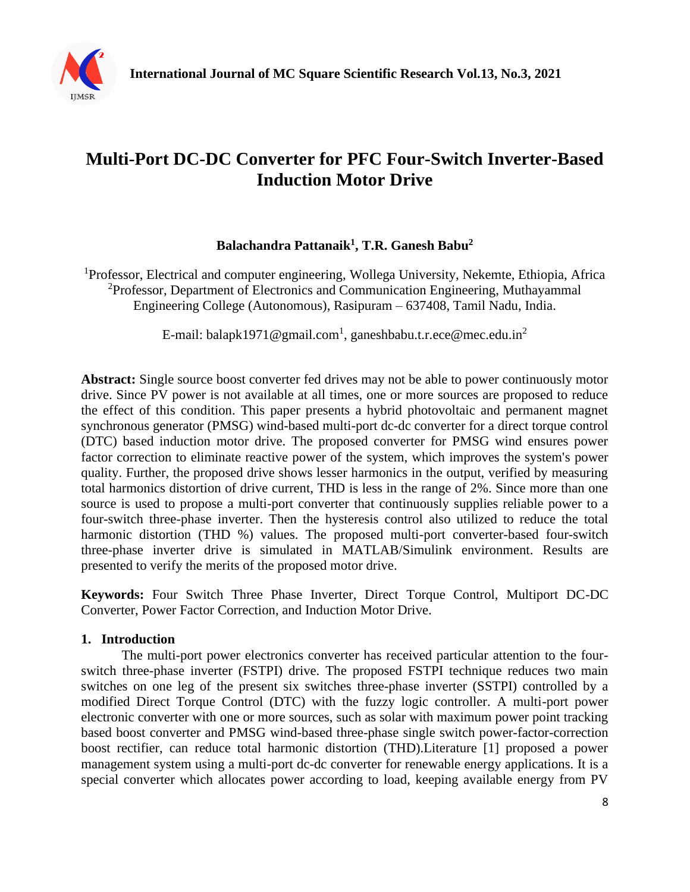# Multi-Port DC-DC Converter for PFC Four-Switch Inverter-Based Induction Motor Drive

**Balachandra Pattanaik[1], T.R. Ganesh Babu[2]**

[1]Professor, Electrical and computer engineering, Wollega University, Nekemte, Ethiopia, Africa
[2]Professor, Department of Electronics and Communication Engineering, Muthayammal Engineering College (Autonomous), Rasipuram – 637408, Tamil Nadu, India.

E-mail: balapk1971@gmail.com[1], ganeshbabu.t.r.ece@mec.edu.in[2]

**Abstract:** Single source boost converter fed drives may not be able to power continuously motor drive. Since PV power is not available at all times, one or more sources are proposed to reduce the effect of this condition. This paper presents a hybrid photovoltaic and permanent magnet synchronous generator (PMSG) wind-based multi-port dc-dc converter for a direct torque control (DTC) based induction motor drive. The proposed converter for PMSG wind ensures power factor correction to eliminate reactive power of the system, which improves the system's power quality. Further, the proposed drive shows lesser harmonics in the output, verified by measuring total harmonics distortion of drive current, THD is less in the range of 2%. Since more than one source is used to propose a multi-port converter that continuously supplies reliable power to a four-switch three-phase inverter. Then the hysteresis control also utilized to reduce the total harmonic distortion (THD %) values. The proposed multi-port converter-based four-switch three-phase inverter drive is simulated in MATLAB/Simulink environment. Results are presented to verify the merits of the proposed motor drive.

**Keywords:** Four Switch Three Phase Inverter, Direct Torque Control, Multiport DC-DC Converter, Power Factor Correction, and Induction Motor Drive.

## 1. Introduction

The multi-port power electronics converter has received particular attention to the four-switch three-phase inverter (FSTPI) drive. The proposed FSTPI technique reduces two main switches on one leg of the present six switches three-phase inverter (SSTPI) controlled by a modified Direct Torque Control (DTC) with the fuzzy logic controller. A multi-port power electronic converter with one or more sources, such as solar with maximum power point tracking based boost converter and PMSG wind-based three-phase single switch power-factor-correction boost rectifier, can reduce total harmonic distortion (THD).Literature [1] proposed a power management system using a multi-port dc-dc converter for renewable energy applications. It is a special converter which allocates power according to load, keeping available energy from PV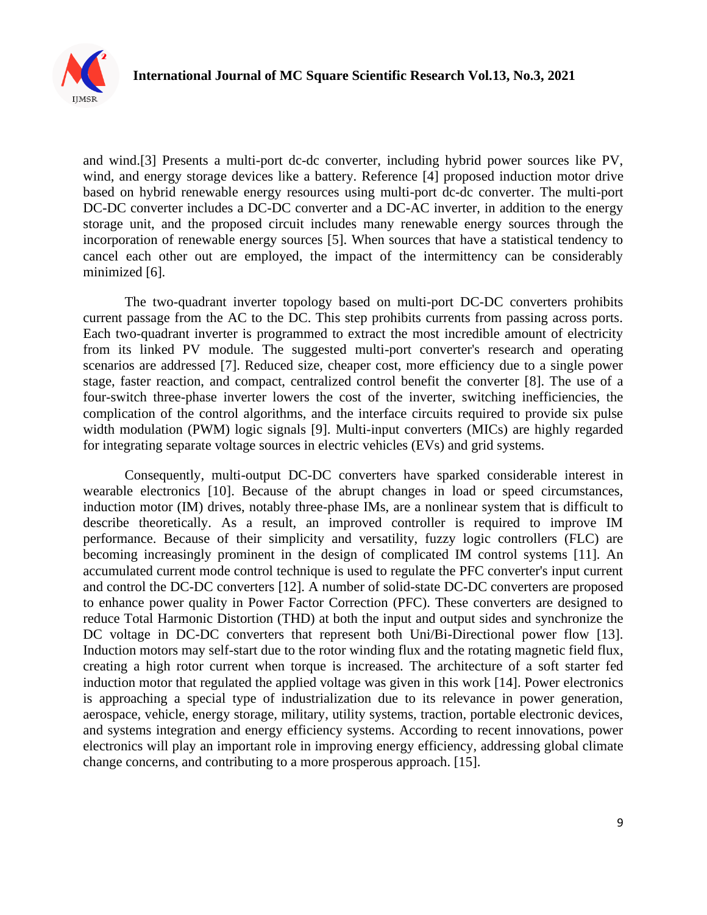and wind.[3] Presents a multi-port dc-dc converter, including hybrid power sources like PV, wind, and energy storage devices like a battery. Reference [4] proposed induction motor drive based on hybrid renewable energy resources using multi-port dc-dc converter. The multi-port DC-DC converter includes a DC-DC converter and a DC-AC inverter, in addition to the energy storage unit, and the proposed circuit includes many renewable energy sources through the incorporation of renewable energy sources [5]. When sources that have a statistical tendency to cancel each other out are employed, the impact of the intermittency can be considerably minimized [6].

The two-quadrant inverter topology based on multi-port DC-DC converters prohibits current passage from the AC to the DC. This step prohibits currents from passing across ports. Each two-quadrant inverter is programmed to extract the most incredible amount of electricity from its linked PV module. The suggested multi-port converter's research and operating scenarios are addressed [7]. Reduced size, cheaper cost, more efficiency due to a single power stage, faster reaction, and compact, centralized control benefit the converter [8]. The use of a four-switch three-phase inverter lowers the cost of the inverter, switching inefficiencies, the complication of the control algorithms, and the interface circuits required to provide six pulse width modulation (PWM) logic signals [9]. Multi-input converters (MICs) are highly regarded for integrating separate voltage sources in electric vehicles (EVs) and grid systems.

Consequently, multi-output DC-DC converters have sparked considerable interest in wearable electronics [10]. Because of the abrupt changes in load or speed circumstances, induction motor (IM) drives, notably three-phase IMs, are a nonlinear system that is difficult to describe theoretically. As a result, an improved controller is required to improve IM performance. Because of their simplicity and versatility, fuzzy logic controllers (FLC) are becoming increasingly prominent in the design of complicated IM control systems [11]. An accumulated current mode control technique is used to regulate the PFC converter's input current and control the DC-DC converters [12]. A number of solid-state DC-DC converters are proposed to enhance power quality in Power Factor Correction (PFC). These converters are designed to reduce Total Harmonic Distortion (THD) at both the input and output sides and synchronize the DC voltage in DC-DC converters that represent both Uni/Bi-Directional power flow [13]. Induction motors may self-start due to the rotor winding flux and the rotating magnetic field flux, creating a high rotor current when torque is increased. The architecture of a soft starter fed induction motor that regulated the applied voltage was given in this work [14]. Power electronics is approaching a special type of industrialization due to its relevance in power generation, aerospace, vehicle, energy storage, military, utility systems, traction, portable electronic devices, and systems integration and energy efficiency systems. According to recent innovations, power electronics will play an important role in improving energy efficiency, addressing global climate change concerns, and contributing to a more prosperous approach. [15].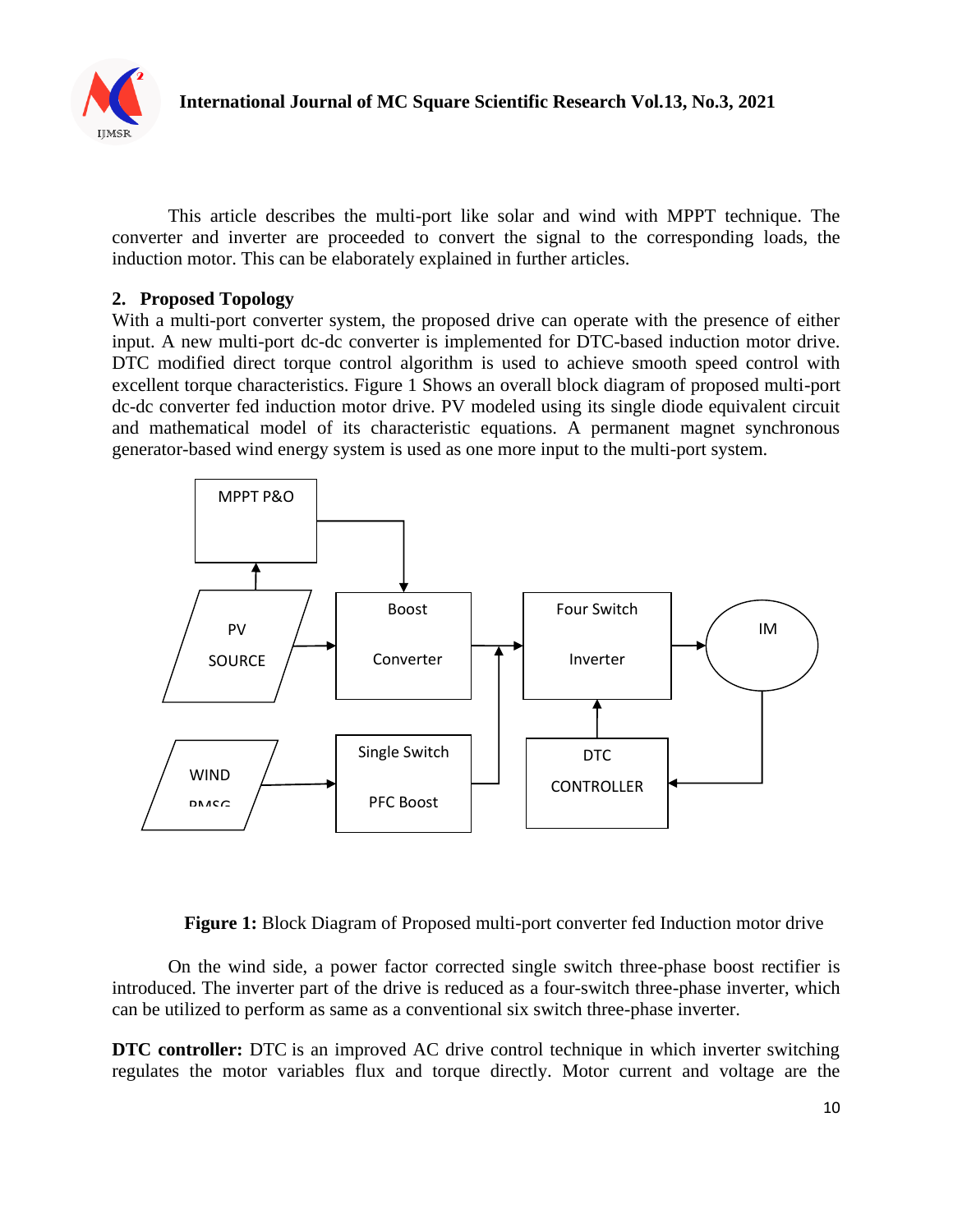This article describes the multi-port like solar and wind with MPPT technique. The converter and inverter are proceeded to convert the signal to the corresponding loads, the induction motor. This can be elaborately explained in further articles.

## 2. Proposed Topology

With a multi-port converter system, the proposed drive can operate with the presence of either input. A new multi-port dc-dc converter is implemented for DTC-based induction motor drive. DTC modified direct torque control algorithm is used to achieve smooth speed control with excellent torque characteristics. Figure 1 Shows an overall block diagram of proposed multi-port dc-dc converter fed induction motor drive. PV modeled using its single diode equivalent circuit and mathematical model of its characteristic equations. A permanent magnet synchronous generator-based wind energy system is used as one more input to the multi-port system.

**Figure 1:** Block Diagram of Proposed multi-port converter fed Induction motor drive

On the wind side, a power factor corrected single switch three-phase boost rectifier is introduced. The inverter part of the drive is reduced as a four-switch three-phase inverter, which can be utilized to perform as same as a conventional six switch three-phase inverter.

**DTC controller:** DTC is an improved AC drive control technique in which inverter switching regulates the motor variables flux and torque directly. Motor current and voltage are the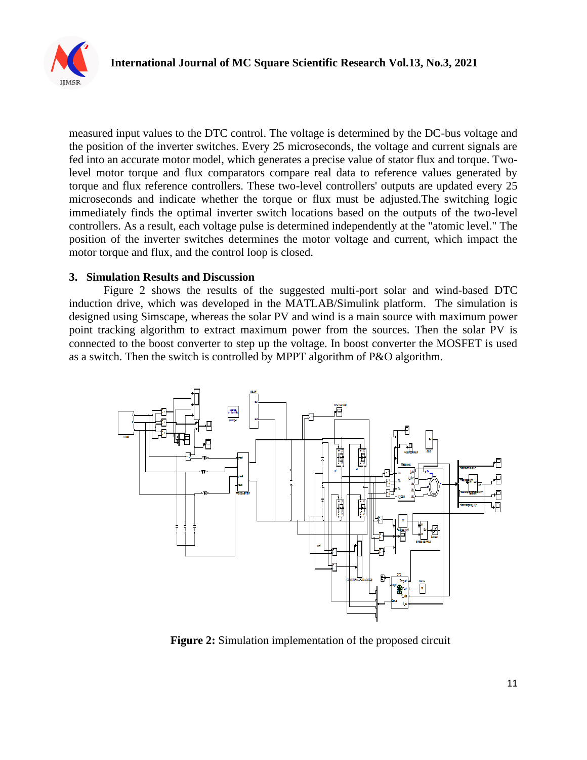measured input values to the DTC control. The voltage is determined by the DC-bus voltage and the position of the inverter switches. Every 25 microseconds, the voltage and current signals are fed into an accurate motor model, which generates a precise value of stator flux and torque. Two-level motor torque and flux comparators compare real data to reference values generated by torque and flux reference controllers. These two-level controllers' outputs are updated every 25 microseconds and indicate whether the torque or flux must be adjusted.The switching logic immediately finds the optimal inverter switch locations based on the outputs of the two-level controllers. As a result, each voltage pulse is determined independently at the "atomic level." The position of the inverter switches determines the motor voltage and current, which impact the motor torque and flux, and the control loop is closed.

## 3. Simulation Results and Discussion

Figure 2 shows the results of the suggested multi-port solar and wind-based DTC induction drive, which was developed in the MATLAB/Simulink platform. The simulation is designed using Simscape, whereas the solar PV and wind is a main source with maximum power point tracking algorithm to extract maximum power from the sources. Then the solar PV is connected to the boost converter to step up the voltage. In boost converter the MOSFET is used as a switch. Then the switch is controlled by MPPT algorithm of P&O algorithm.

**Figure 2:** Simulation implementation of the proposed circuit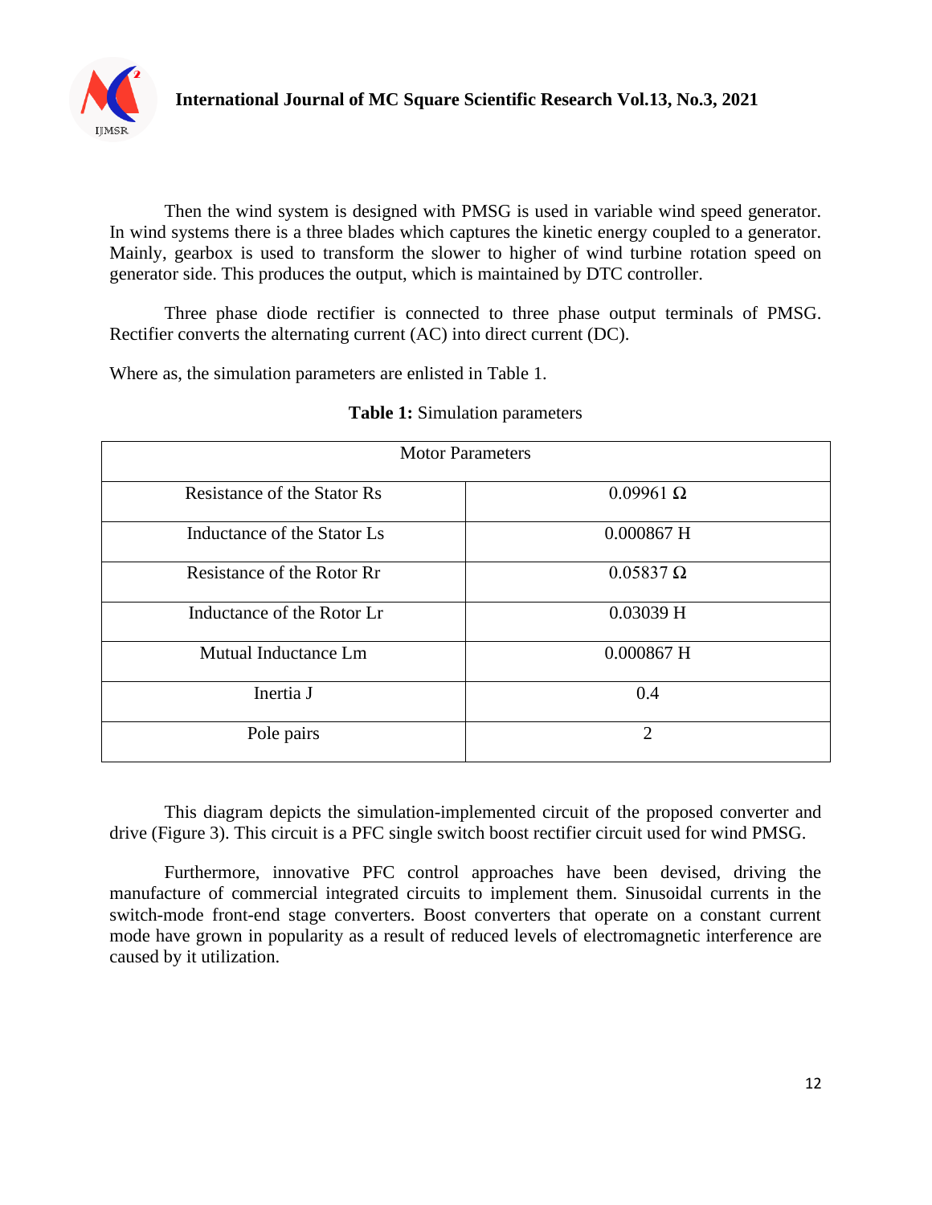Then the wind system is designed with PMSG is used in variable wind speed generator. In wind systems there is a three blades which captures the kinetic energy coupled to a generator. Mainly, gearbox is used to transform the slower to higher of wind turbine rotation speed on generator side. This produces the output, which is maintained by DTC controller.

Three phase diode rectifier is connected to three phase output terminals of PMSG. Rectifier converts the alternating current (AC) into direct current (DC).

Where as, the simulation parameters are enlisted in Table 1.

**Table 1:** Simulation parameters

| Motor Parameters | |
|---|---|
| Resistance of the Stator Rs | 0.09961 Ω |
| Inductance of the Stator Ls | 0.000867 H |
| Resistance of the Rotor Rr | 0.05837 Ω |
| Inductance of the Rotor Lr | 0.03039 H |
| Mutual Inductance Lm | 0.000867 H |
| Inertia J | 0.4 |
| Pole pairs | 2 |

This diagram depicts the simulation-implemented circuit of the proposed converter and drive (Figure 3). This circuit is a PFC single switch boost rectifier circuit used for wind PMSG.

Furthermore, innovative PFC control approaches have been devised, driving the manufacture of commercial integrated circuits to implement them. Sinusoidal currents in the switch-mode front-end stage converters. Boost converters that operate on a constant current mode have grown in popularity as a result of reduced levels of electromagnetic interference are caused by it utilization.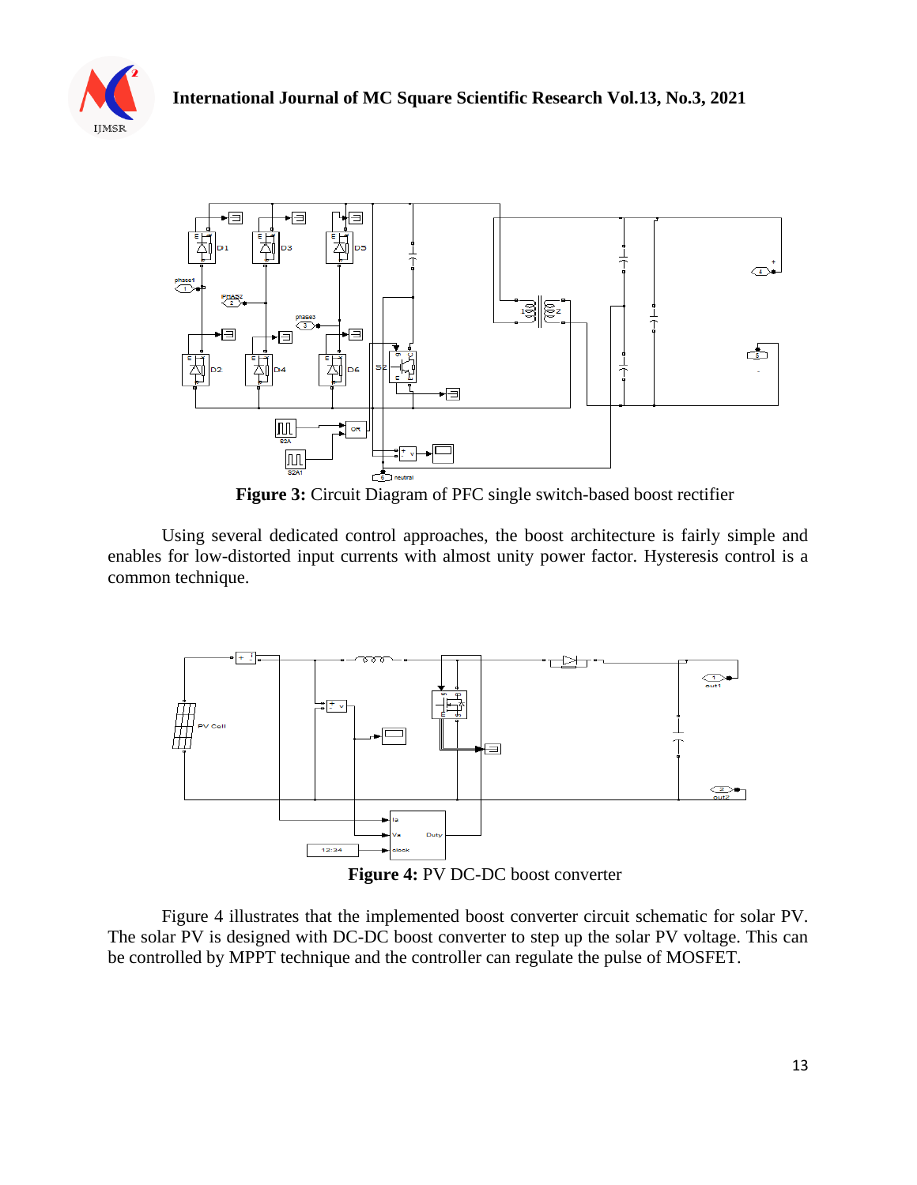**Figure 3:** Circuit Diagram of PFC single switch-based boost rectifier

Using several dedicated control approaches, the boost architecture is fairly simple and enables for low-distorted input currents with almost unity power factor. Hysteresis control is a common technique.

**Figure 4:** PV DC-DC boost converter

Figure 4 illustrates that the implemented boost converter circuit schematic for solar PV. The solar PV is designed with DC-DC boost converter to step up the solar PV voltage. This can be controlled by MPPT technique and the controller can regulate the pulse of MOSFET.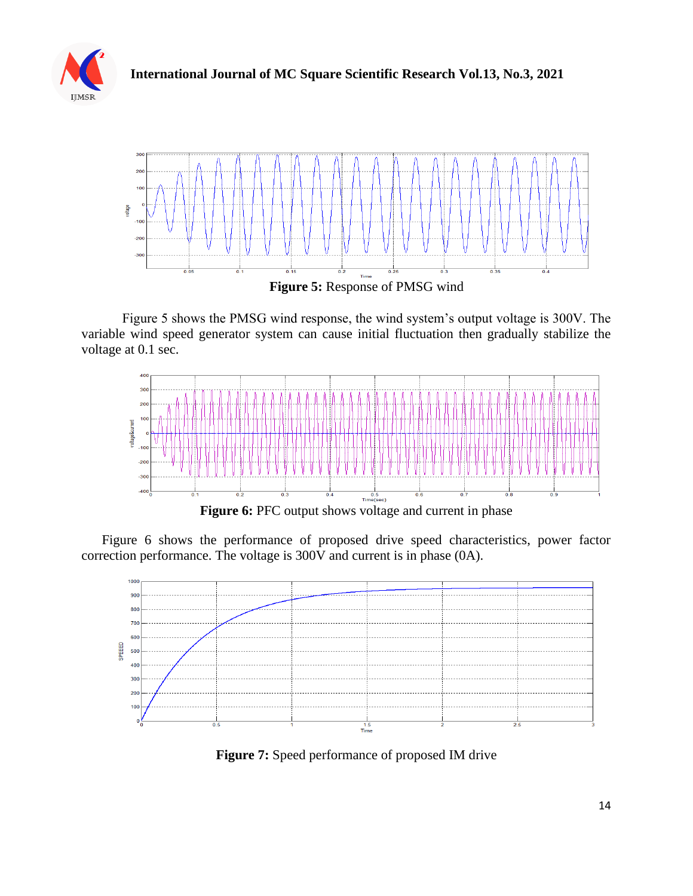**Figure 5:** Response of PMSG wind

Figure 5 shows the PMSG wind response, the wind system's output voltage is 300V. The variable wind speed generator system can cause initial fluctuation then gradually stabilize the voltage at 0.1 sec.

**Figure 6:** PFC output shows voltage and current in phase

Figure 6 shows the performance of proposed drive speed characteristics, power factor correction performance. The voltage is 300V and current is in phase (0A).

**Figure 7:** Speed performance of proposed IM drive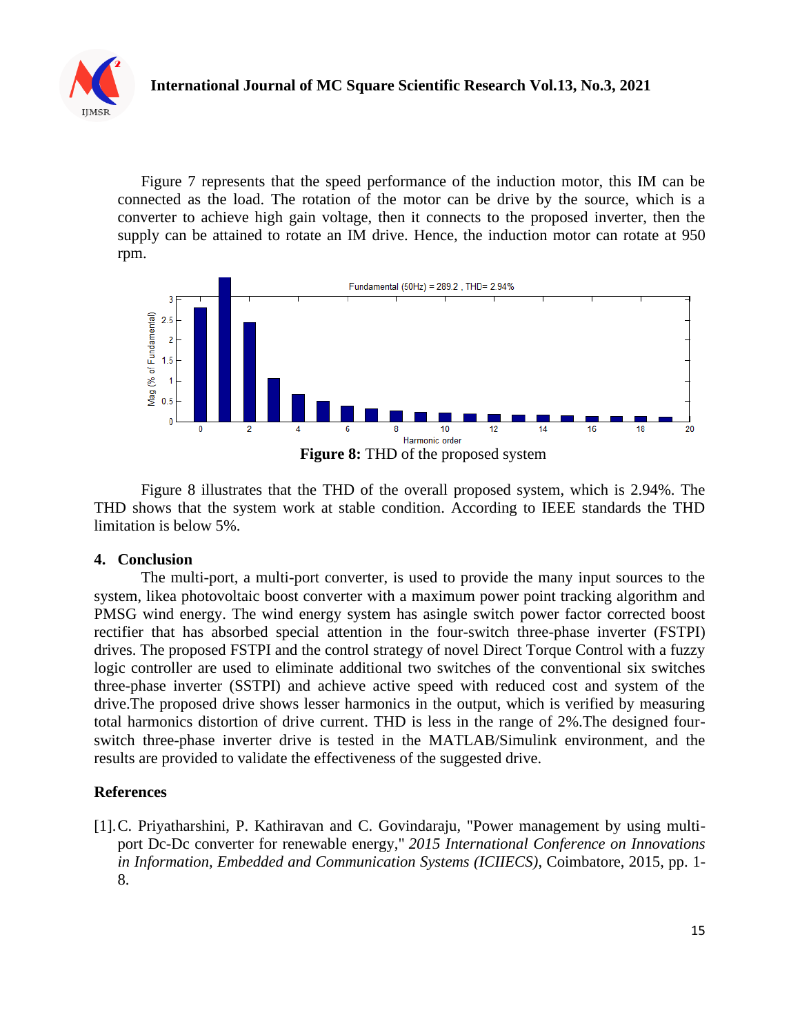Figure 7 represents that the speed performance of the induction motor, this IM can be connected as the load. The rotation of the motor can be drive by the source, which is a converter to achieve high gain voltage, then it connects to the proposed inverter, then the supply can be attained to rotate an IM drive. Hence, the induction motor can rotate at 950 rpm.

**Figure 8:** THD of the proposed system

Figure 8 illustrates that the THD of the overall proposed system, which is 2.94%. The THD shows that the system work at stable condition. According to IEEE standards the THD limitation is below 5%.

## 4. Conclusion

The multi-port, a multi-port converter, is used to provide the many input sources to the system, likea photovoltaic boost converter with a maximum power point tracking algorithm and PMSG wind energy. The wind energy system has asingle switch power factor corrected boost rectifier that has absorbed special attention in the four-switch three-phase inverter (FSTPI) drives. The proposed FSTPI and the control strategy of novel Direct Torque Control with a fuzzy logic controller are used to eliminate additional two switches of the conventional six switches three-phase inverter (SSTPI) and achieve active speed with reduced cost and system of the drive.The proposed drive shows lesser harmonics in the output, which is verified by measuring total harmonics distortion of drive current. THD is less in the range of 2%.The designed four-switch three-phase inverter drive is tested in the MATLAB/Simulink environment, and the results are provided to validate the effectiveness of the suggested drive.

## References

[1]. C. Priyatharshini, P. Kathiravan and C. Govindaraju, "Power management by using multi-port Dc-Dc converter for renewable energy," *2015 International Conference on Innovations in Information, Embedded and Communication Systems (ICIIECS)*, Coimbatore, 2015, pp. 1-8.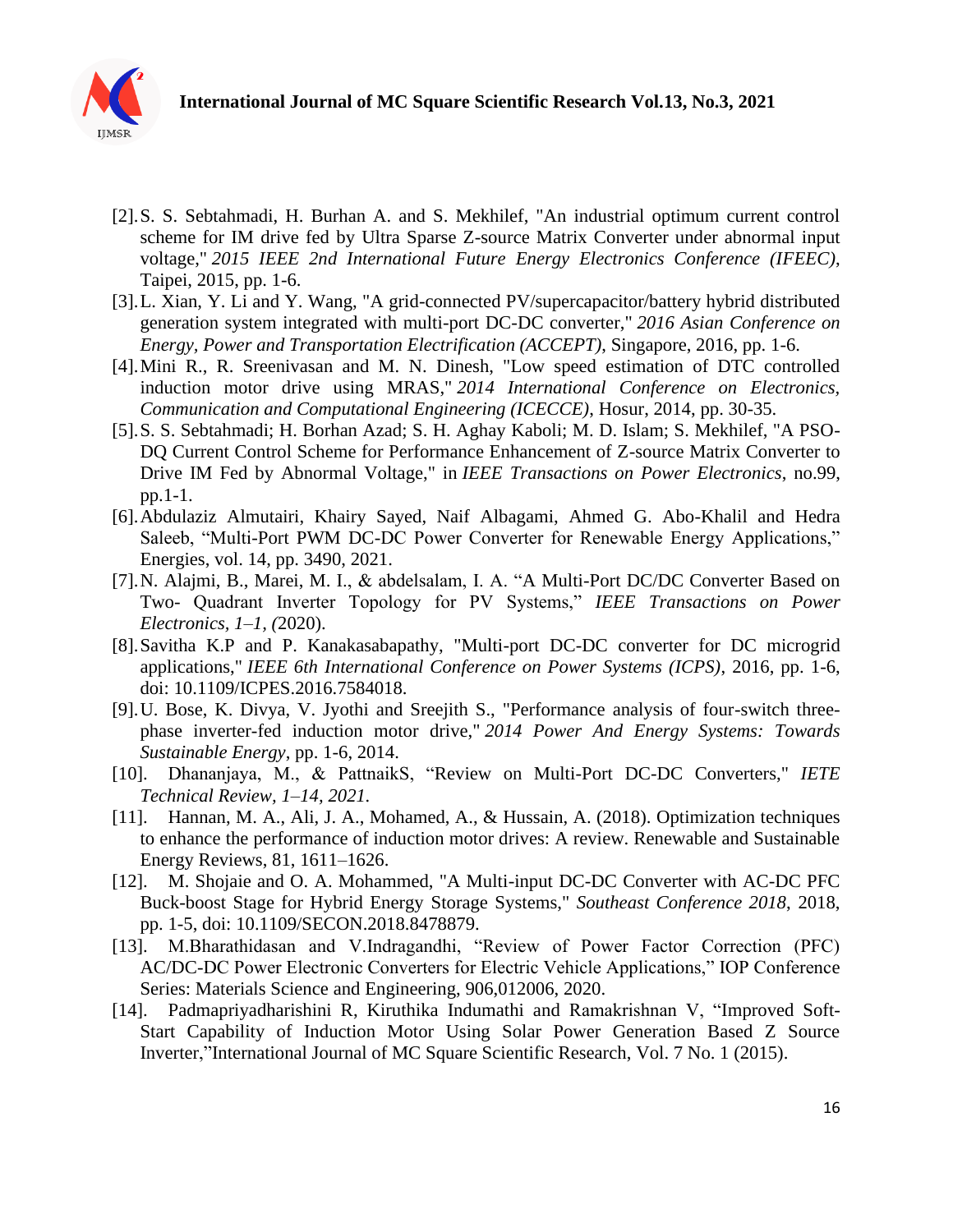[2]. S. S. Sebtahmadi, H. Burhan A. and S. Mekhilef, "An industrial optimum current control scheme for IM drive fed by Ultra Sparse Z-source Matrix Converter under abnormal input voltage," *2015 IEEE 2nd International Future Energy Electronics Conference (IFEEC)*, Taipei, 2015, pp. 1-6.

[3]. L. Xian, Y. Li and Y. Wang, "A grid-connected PV/supercapacitor/battery hybrid distributed generation system integrated with multi-port DC-DC converter," *2016 Asian Conference on Energy, Power and Transportation Electrification (ACCEPT)*, Singapore, 2016, pp. 1-6.

[4]. Mini R., R. Sreenivasan and M. N. Dinesh, "Low speed estimation of DTC controlled induction motor drive using MRAS," *2014 International Conference on Electronics, Communication and Computational Engineering (ICECCE)*, Hosur, 2014, pp. 30-35.

[5]. S. S. Sebtahmadi; H. Borhan Azad; S. H. Aghay Kaboli; M. D. Islam; S. Mekhilef, "A PSO-DQ Current Control Scheme for Performance Enhancement of Z-source Matrix Converter to Drive IM Fed by Abnormal Voltage," in *IEEE Transactions on Power Electronics*, no.99, pp.1-1.

[6]. Abdulaziz Almutairi, Khairy Sayed, Naif Albagami, Ahmed G. Abo-Khalil and Hedra Saleeb, "Multi-Port PWM DC-DC Power Converter for Renewable Energy Applications," Energies, vol. 14, pp. 3490, 2021.

[7]. N. Alajmi, B., Marei, M. I., & abdelsalam, I. A. "A Multi-Port DC/DC Converter Based on Two- Quadrant Inverter Topology for PV Systems," *IEEE Transactions on Power Electronics, 1–1, (*2020).

[8]. Savitha K.P and P. Kanakasabapathy, "Multi-port DC-DC converter for DC microgrid applications," *IEEE 6th International Conference on Power Systems (ICPS)*, 2016, pp. 1-6, doi: 10.1109/ICPES.2016.7584018.

[9]. U. Bose, K. Divya, V. Jyothi and Sreejith S., "Performance analysis of four-switch three-phase inverter-fed induction motor drive," *2014 Power And Energy Systems: Towards Sustainable Energy*, pp. 1-6, 2014.

[10]. Dhananjaya, M., & PattnaikS, "Review on Multi-Port DC-DC Converters," *IETE Technical Review, 1–14, 2021.*

[11]. Hannan, M. A., Ali, J. A., Mohamed, A., & Hussain, A. (2018). Optimization techniques to enhance the performance of induction motor drives: A review. Renewable and Sustainable Energy Reviews, 81, 1611–1626.

[12]. M. Shojaie and O. A. Mohammed, "A Multi-input DC-DC Converter with AC-DC PFC Buck-boost Stage for Hybrid Energy Storage Systems," *Southeast Conference 2018*, 2018, pp. 1-5, doi: 10.1109/SECON.2018.8478879.

[13]. M.Bharathidasan and V.Indragandhi, "Review of Power Factor Correction (PFC) AC/DC-DC Power Electronic Converters for Electric Vehicle Applications," IOP Conference Series: Materials Science and Engineering, 906,012006, 2020.

[14]. Padmapriyadharishini R, Kiruthika Indumathi and Ramakrishnan V, "Improved Soft-Start Capability of Induction Motor Using Solar Power Generation Based Z Source Inverter,"International Journal of MC Square Scientific Research, Vol. 7 No. 1 (2015).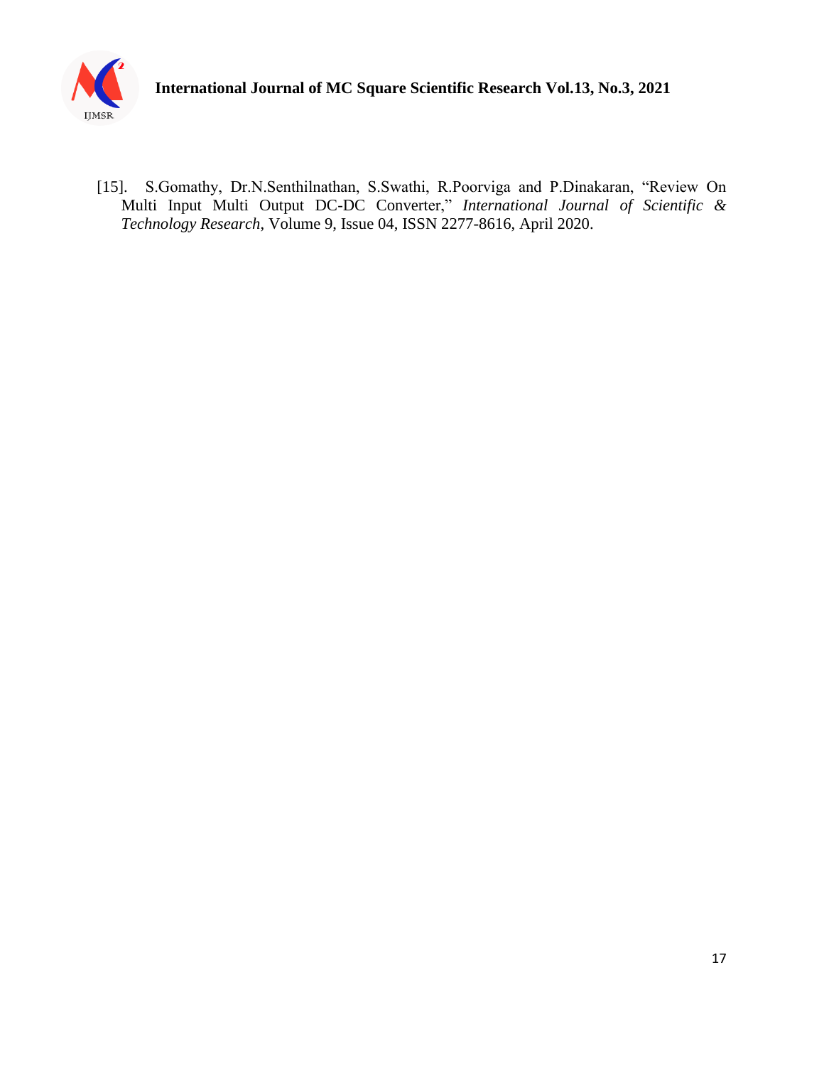[15]. S.Gomathy, Dr.N.Senthilnathan, S.Swathi, R.Poorviga and P.Dinakaran, "Review On Multi Input Multi Output DC-DC Converter," *International Journal of Scientific & Technology Research*, Volume 9, Issue 04, ISSN 2277-8616, April 2020.